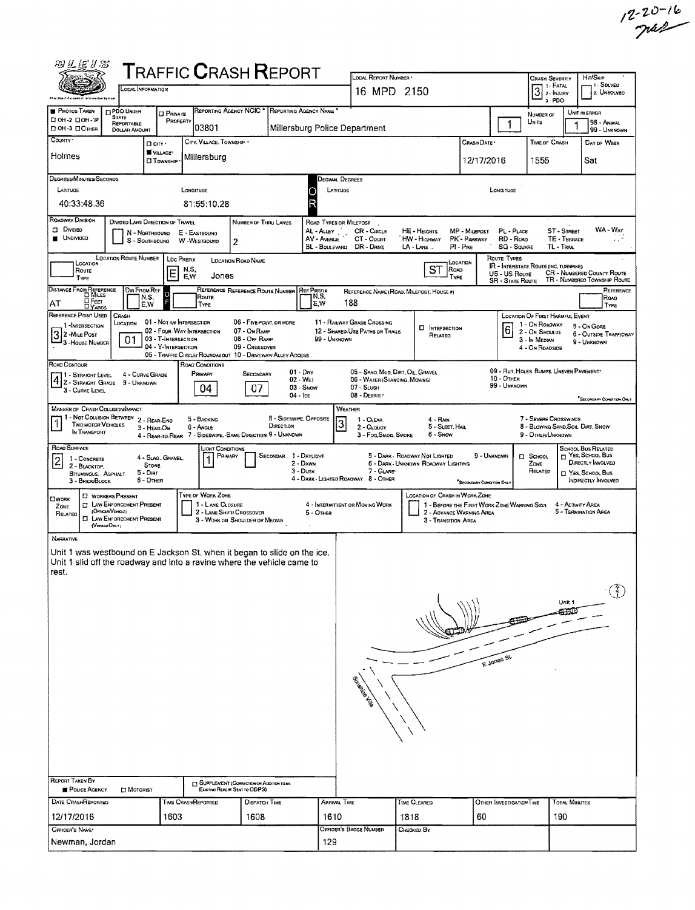12-20-16

# TRAFFIC CRASH REPORT

OLEIS — LOCAL INFORMATION

| Local Report Number | Crash Severity | Hit/Skip |
|---|---|---|
| 16 MPD 2150 | 3 (1 - Fatal, 2 - Injury, 3 - PDO) | 1 - Solved, 2 - Unsolved |

| Photos Taken | PDO Under State Reportable Dollar Amount | Private Property | Reporting Agency NCIC | Reporting Agency Name | Number of Units | Unit in Error |
|---|---|---|---|---|---|---|
| OH-2 / OH-1P / OH-3 / Other | | | 03801 | Millersburg Police Department | 1 | 1 (98 - Animal, 99 - Unknown) |

| County | City/Village/Township | City, Village, Township | Crash Date | Time of Crash | Day of Week |
|---|---|---|---|---|---|
| Holmes | Village | Millersburg | 12/17/2016 | 1555 | Sat |

**Degrees/Minutes/Seconds** — Latitude: 40:33:48.36 — Longitude: 81:55:10.28

**Decimal Degrees** — Latitude: — Longitude:

**Roadway Division:** Undivided

**Divided Lane Direction of Travel:** N - Northbound, S - Southbound, E - Eastbound, W - Westbound

**Number of Thru Lanes:** 2

**Road Types or Milepost:** AL - Alley, AV - Avenue, BL - Boulevard, CR - Circle, CT - Court, DR - Drive, HE - Heights, HW - Highway, LA - Lane, MP - Milepost, PK - Parkway, PI - Pike, PL - Place, RD - Road, SQ - Square, ST - Street, TE - Terrace, TL - Trail, WA - Way

| Location Route Number | Loc Prefix | Location Road Name | Location Road Type |
|---|---|---|---|
| | E | Jones | ST |

**Route Types:** IR - Interstate Route (Inc. Turnpike), US - US Route, SR - State Route, CR - Numbered County Route, TR - Numbered Township Route

| Distance From Reference | Dir From Ref | Reference Route Type | Reference Route Number | Ref Prefix | Reference Name (Road, Milepost, House #) | Reference Road Type |
|---|---|---|---|---|---|---|
| AT | | | | | 188 | |

**Reference Point Used:** 3 - House Number (1 - Intersection, 2 - Mile Post, 3 - House Number)

**Crash Location:** 01 (01 - Not an Intersection, 02 - Four-Way Intersection, 03 - T-Intersection, 04 - Y-Intersection, 05 - Traffic Circle/Roundabout, 06 - Five-Point, or More, 07 - On Ramp, 08 - Off Ramp, 09 - Crossover, 10 - Driveway/Alley Access, 11 - Railway Grade Crossing, 12 - Shared-Use Paths or Trails, 99 - Unknown)

**Intersection Related:** ☐

**Location of First Harmful Event:** 6 (1 - On Roadway, 2 - On Shoulder, 3 - In Median, 4 - On Roadside, 5 - On Gore, 6 - Outside Trafficway, 9 - Unknown)

**Road Contour:** 4 (1 - Straight Level, 2 - Straight Grade, 3 - Curve Level, 4 - Curve Grade, 9 - Unknown)

**Road Conditions:** Primary: 04 — Secondary: 07 (01 - Dry, 02 - Wet, 03 - Snow, 04 - Ice, 05 - Sand, Mud, Dirt, Oil, Gravel, 06 - Water (Standing, Moving), 07 - Slush, 08 - Debris\*, 09 - Rut, Holes, Bumps, Uneven Pavement\*, 10 - Other, 99 - Unknown) \*Secondary Condition Only

**Manner of Crash Collision/Impact:** 1 (1 - Not Collision Between Two Motor Vehicles In Transport, 2 - Rear-End, 3 - Head-On, 4 - Rear-to-Rear, 5 - Backing, 6 - Angle, 7 - Sideswipe, Same Direction, 8 - Sideswipe, Opposite Direction, 9 - Unknown)

**Weather:** 3 (1 - Clear, 2 - Cloudy, 3 - Fog, Smog, Smoke, 4 - Rain, 5 - Sleet, Hail, 6 - Snow, 7 - Severe Crosswinds, 8 - Blowing Sand, Soil, Dirt, Snow, 9 - Other/Unknown)

**Road Surface:** 2 (1 - Concrete, 2 - Blacktop, Bituminous, Asphalt, 3 - Brick/Block, 4 - Slag, Gravel, Stone, 5 - Dirt, 6 - Other)

**Light Conditions:** Primary: 1 — Secondary: (1 - Daylight, 2 - Dawn, 3 - Dusk, 4 - Dark - Lighted Roadway, 5 - Dark - Roadway Not Lighted, 6 - Dark - Unknown Roadway Lighting, 7 - Glare\*, 8 - Other, 9 - Unknown) \*Secondary Condition Only

**School Zone Related:** ☐ — **School Bus Related:** ☐ Yes, School Bus Directly Involved ☐ Yes, School Bus Indirectly Involved

**Work Zone Related:** ☐ Workers Present ☐ Law Enforcement Present (Officer/Vehicle) ☐ Law Enforcement Present (Vehicle Only)

**Type of Work Zone:** 1 - Lane Closure, 2 - Lane Shift/Crossover, 3 - Work on Shoulder or Median, 4 - Intermittent or Moving Work, 5 - Other

**Location of Crash in Work Zone:** 1 - Before the First Work Zone Warning Sign, 2 - Advance Warning Area, 3 - Transition Area, 4 - Activity Area, 5 - Termination Area

## Narrative

Unit 1 was westbound on E Jackson St. when it began to slide on the ice. Unit 1 slid off the roadway and into a ravine where the vehicle came to rest.

(Diagram labels: Unit 1, E Jones St, Sunshine Vista, N)

**Report Taken By:** ■ Police Agency ☐ Motorist — ☐ Supplement (Correction or Addition to an Existing Report Sent to ODPS)

| Date Crash Reported | Time Crash Reported | Dispatch Time | Arrival Time | Time Cleared | Other Investigation Time | Total Minutes |
|---|---|---|---|---|---|---|
| 12/17/2016 | 1603 | 1608 | 1610 | 1818 | 60 | 190 |

| Officer's Name | Officer's Badge Number | Checked By |
|---|---|---|
| Newman, Jordan | 129 | |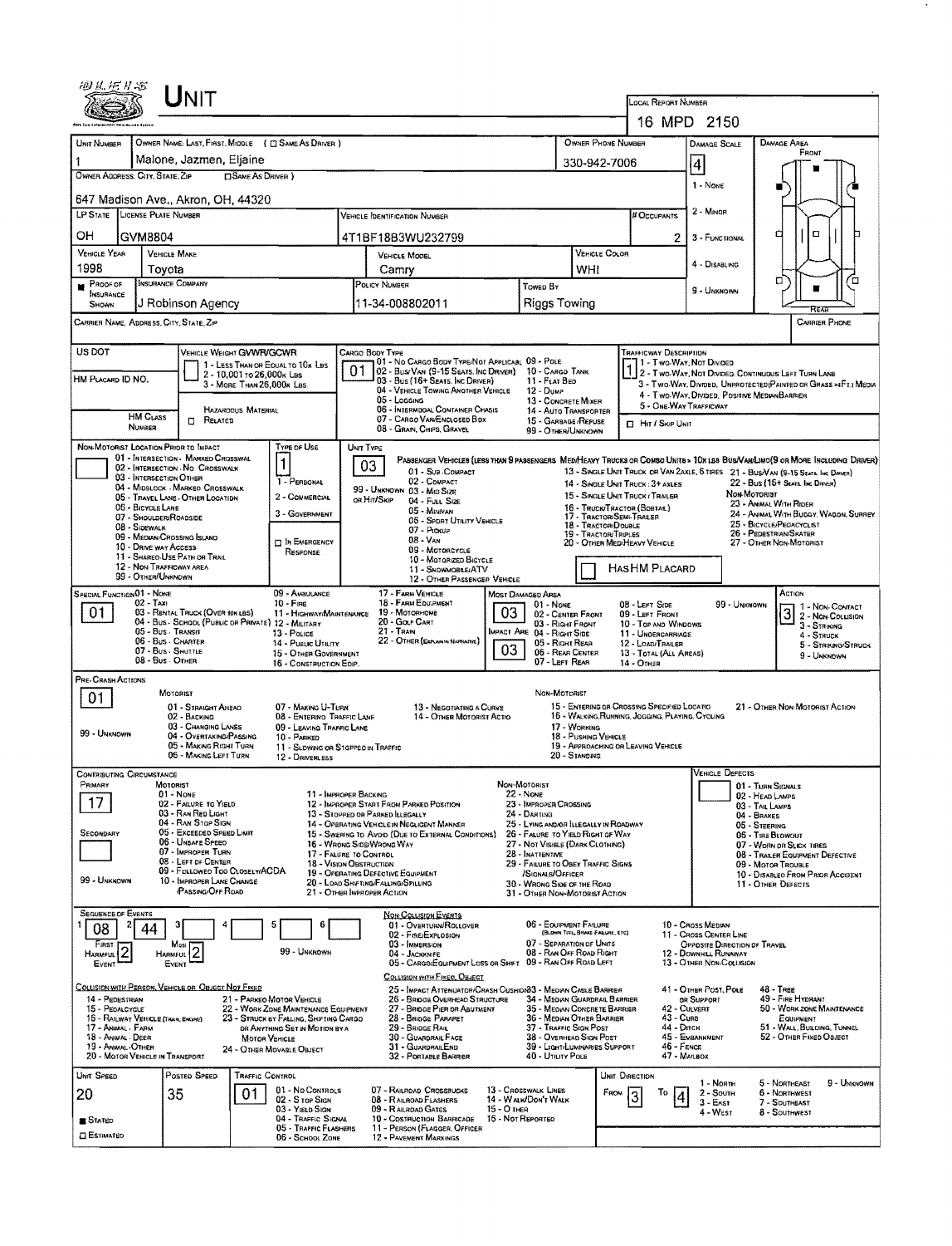# Unit

**Local Report Number:** 16 MPD 2150

| Unit Number | Owner Name: Last, First, Middle ( ☐ Same As Driver ) | Owner Phone Number | Damage Scale | Damage Area |
|---|---|---|---|---|
| 1 | Malone, Jazmen, Eljaine | 330-942-7006 | 4 | Front |

**Owner Address: City, State, Zip** ☐ Same As Driver: 647 Madison Ave., Akron, OH, 44320

| LP State | License Plate Number | Vehicle Identification Number | # Occupants |
|---|---|---|---|
| OH | GVM8804 | 4T1BF18B3WU232799 | 2 |

| Vehicle Year | Vehicle Make | Vehicle Model | Vehicle Color |
|---|---|---|---|
| 1998 | Toyota | Camry | WHI |

| Proof of Insurance Shown | Insurance Company | Policy Number | Towed By |
|---|---|---|---|
| ■ | J Robinson Agency | 11-34-008802011 | Riggs Towing |

Damage Scale: 1 - None; 2 - Minor; 3 - Functional; 4 - Disabling; 9 - Unknown

Carrier Name, Address, City, State, Zip | Carrier Phone

US DOT | HM Placard ID No. | HM Class Number | ☐ Related (Hazardous Material)

**Vehicle Weight GVWR/GCWR:** 1 - Less Than or Equal to 10k Lbs; 2 - 10,001 to 26,000k Lbs; 3 - More Than 26,000k Lbs

**Cargo Body Type:** 01
01 - No Cargo Body Type/Not Applicable; 02 - Bus/Van (9-15 Seats, Inc Driver); 03 - Bus (16+ Seats, Inc Driver); 04 - Vehicle Towing Another Vehicle; 05 - Logging; 06 - Intermodal Container Chassis; 07 - Cargo Van/Enclosed Box; 08 - Grain, Chips, Gravel; 09 - Pole; 10 - Cargo Tank; 11 - Flat Bed; 12 - Dump; 13 - Concrete Mixer; 14 - Auto Transporter; 15 - Garbage/Refuse; 99 - Other/Unknown

**Trafficway Description:** 1
1 - Two-Way, Not Divided; 2 - Two-Way, Not Divided, Continuous Left Turn Lane; 3 - Two-Way, Divided, Unprotected (Painted or Grass >4Ft.) Media; 4 - Two-Way, Divided, Positive Median Barrier; 5 - One-Way Trafficway
☐ Hit / Skip Unit

**Non-Motorist Location Prior to Impact:** 01 - Intersection - Marked Crosswalk; 02 - Intersection - No Crosswalk; 03 - Intersection Other; 04 - Midblock - Marked Crosswalk; 05 - Travel Lane - Other Location; 06 - Bicycle Lane; 07 - Shoulder/Roadside; 08 - Sidewalk; 09 - Median/Crossing Island; 10 - Drive Way Access; 11 - Shared-Use Path or Trail; 12 - Non-Trafficway Area; 99 - Other/Unknown

**Type of Use:** 1
1 - Personal; 2 - Commercial; 3 - Government; ☐ In Emergency Response

**Unit Type:** 03
Passenger Vehicles (less than 9 passengers Med/Heavy Trucks or Combo Units > 10k lbs Bus/Van/Limo (9 or More Including Driver)
01 - Sub-Compact; 02 - Compact; 99 - Unknown 03 - Mid Size or Hit/Skip; 04 - Full Size; 05 - Minivan; 06 - Sport Utility Vehicle; 07 - Pickup; 08 - Van; 09 - Motorcycle; 10 - Motorized Bicycle; 11 - Snowmobile/ATV; 12 - Other Passenger Vehicle
13 - Single Unit Truck or Van 2axle, 6 Tires; 14 - Single Unit Truck: 3+ Axles; 15 - Single Unit Truck / Trailer; 16 - Truck/Tractor (Bobtail); 17 - Tractor/Semi-Trailer; 18 - Tractor/Double; 19 - Tractor/Triples; 20 - Other Med/Heavy Vehicle
21 - Bus/Van (9-15 Seats, Inc Driver); 22 - Bus (16+ Seats, Inc Driver)
Non-Motorist: 23 - Animal With Rider; 24 - Animal With Buggy, Wagon, Surrey; 25 - Bicycle/Pedacyclist; 26 - Pedestrian/Skater; 27 - Other Non-Motorist
☐ Has HM Placard

**Special Function:** 01
01 - None; 02 - Taxi; 03 - Rental Truck (Over 10k lbs); 04 - Bus - School (Public or Private); 05 - Bus - Transit; 06 - Bus - Charter; 07 - Bus - Shuttle; 08 - Bus - Other; 09 - Ambulance; 10 - Fire; 11 - Highway/Maintenance; 12 - Military; 13 - Police; 14 - Public Utility; 15 - Other Government; 16 - Construction Eqip.; 17 - Farm Vehicle; 18 - Farm Equipment; 19 - Motorhome; 20 - Golf Cart; 21 - Train; 22 - Other (Explain in Narrative)

**Most Damaged Area:** 03 | **Impact Are:** 03
01 - None; 02 - Center Front; 03 - Right Front; 04 - Right Side; 05 - Right Rear; 06 - Rear Center; 07 - Left Rear; 08 - Left Side; 09 - Left Front; 10 - Top and Windows; 11 - Undercarriage; 12 - Load/Trailer; 13 - Total (All Areas); 14 - Other; 99 - Unknown

**Action:** 3
1 - Non-Contact; 2 - Non-Collision; 3 - Striking; 4 - Struck; 5 - Striking/Struck; 9 - Unknown

**Pre-Crash Actions:** 01
Motorist: 01 - Straight Ahead; 02 - Backing; 03 - Changing Lanes; 04 - Overtaking/Passing; 05 - Making Right Turn; 06 - Making Left Turn; 07 - Making U-Turn; 08 - Entering Traffic Lane; 09 - Leaving Traffic Lane; 10 - Parked; 11 - Slowing or Stopped in Traffic; 12 - Driverless; 13 - Negotiating a Curve; 14 - Other Motorist Actio; 99 - Unknown
Non-Motorist: 15 - Entering or Crossing Specified Locatio; 16 - Walking, Running, Jogging, Playing, Cycling; 17 - Working; 18 - Pushing Vehicle; 19 - Approaching or Leaving Vehicle; 20 - Standing; 21 - Other Non-Motorist Action

**Contributing Circumstance:** Primary: 17 | Secondary: 
Motorist: 01 - None; 02 - Failure to Yield; 03 - Ran Red Light; 04 - Ran Stop Sign; 05 - Exceeded Speed Limit; 06 - Unsafe Speed; 07 - Improper Turn; 08 - Left of Center; 09 - Followed Too Closely/ACDA; 10 - Improper Lane Change /Passing/Off Road; 11 - Improper Backing; 12 - Improper Start From Parked Position; 13 - Stopped or Parked Illegally; 14 - Operating Vehicle in Negligent Manner; 15 - Swering to Avoid (Due to External Conditions); 16 - Wrong Side/Wrong Way; 17 - Failure to Control; 18 - Vision Obstruction; 19 - Operating Defective Equipment; 20 - Load Shifting/Falling/Spilling; 21 - Other Improper Action; 99 - Unknown
Non-Motorist: 22 - None; 23 - Improper Crossing; 24 - Darting; 25 - Lying and/or Illegally in Roadway; 26 - Failure to Yield Right of Way; 27 - Not Visible (Dark Clothing); 28 - Inattentive; 29 - Failure to Obey Traffic Signs /Signals/Officer; 30 - Wrong Side of the Road; 31 - Other Non-Motorist Action

**Vehicle Defects:** 01 - Turn Signals; 02 - Head Lamps; 03 - Tail Lamps; 04 - Brakes; 05 - Steering; 06 - Tire Blowout; 07 - Worn or Slick Tires; 08 - Trailer Equipment Defective; 09 - Motor Trouble; 10 - Disabled From Prior Accident; 11 - Other Defects

**Sequence of Events:** 1: 08 | 2: 44 | 3: | 4: | 5: | 6:
First Harmful Event: 2 | Most Harmful Event: 2 | 99 - Unknown

Non Collision Events: 01 - Overturn/Rollover; 02 - Fire/Explosion; 03 - Immersion; 04 - Jackknife; 05 - Cargo/Equipment Loss or Shift; 06 - Equipment Failure (Blown Tire, Brake Failure, Etc); 07 - Separation of Units; 08 - Ran Off Road Right; 09 - Ran Off Road Left; 10 - Cross Median; 11 - Cross Center Line Opposite Direction of Travel; 12 - Downhill Runaway; 13 - Other Non-Collision

Collision with Person, Vehicle or Object Not Fixed: 14 - Pedestrian; 15 - Pedalcycle; 16 - Railway Vehicle (Train, Engine); 17 - Animal - Farm; 18 - Animal - Deer; 19 - Animal - Other; 20 - Motor Vehicle in Transport; 21 - Parked Motor Vehicle; 22 - Work Zone Maintenance Equipment; 23 - Struck by Falling, Shifting Cargo or Anything Set in Motion by a Motor Vehicle; 24 - Other Movable Object

Collision with Fixed, Object: 25 - Impact Attenuator/Crash Cushion; 26 - Bridge Overhead Structure; 27 - Bridge Pier or Abutment; 28 - Bridge Parapet; 29 - Bridge Rail; 30 - Guardrail Face; 31 - Guardrail End; 32 - Portable Barrier; 33 - Median Cable Barrier; 34 - Median Guardrail Barrier; 35 - Median Concrete Barrier; 36 - Median Other Barrier; 37 - Traffic Sign Post; 38 - Overhead Sign Post; 39 - Light/Luminaries Support; 40 - Utility Pole; 41 - Other Post, Pole or Support; 42 - Culvert; 43 - Curb; 44 - Ditch; 45 - Embankment; 46 - Fence; 47 - Mailbox; 48 - Tree; 49 - Fire Hydrant; 50 - Work Zone Maintenance Equipment; 51 - Wall, Building, Tunnel; 52 - Other Fixed Object

| Unit Speed | Posted Speed | Traffic Control | Unit Direction |
|---|---|---|---|
| 20 | 35 | 01 | From 3 To 4 |

■ Stated | ☐ Estimated

Traffic Control: 01 - No Controls; 02 - Stop Sign; 03 - Yield Sign; 04 - Traffic Signal; 05 - Traffic Flashers; 06 - School Zone; 07 - Railroad Crossbucks; 08 - Railroad Flashers; 09 - Railroad Gates; 10 - Costruction Barricade; 11 - Person (Flagger, Officer; 12 - Pavement Markings; 13 - Crosswalk Lines; 14 - Walk/Don't Walk; 15 - Other; 16 - Not Reported

Unit Direction: 1 - North; 2 - South; 3 - East; 4 - West; 5 - Northeast; 6 - Northwest; 7 - Southeast; 8 - Southwest; 9 - Unknown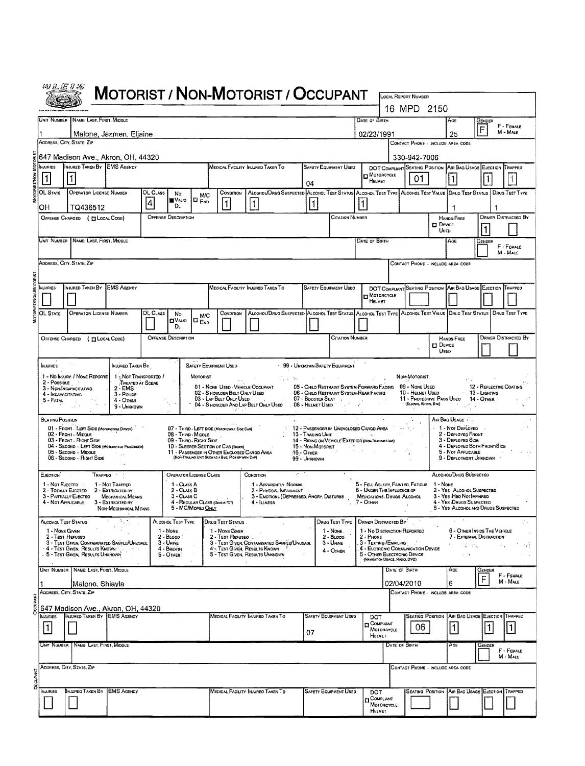# MOTORIST / NON-MOTORIST / OCCUPANT

LOCAL REPORT NUMBER: 16 MPD 2150

## MOTORIST/NON-MOTORIST

| UNIT NUMBER | NAME: LAST, FIRST, MIDDLE | DATE OF BIRTH | AGE | GENDER |
|---|---|---|---|---|
| 1 | Malone, Jazmen, Eljaine | 02/23/1991 | 25 | F |

ADDRESS, CITY, STATE, ZIP: 647 Madison Ave., Akron, OH, 44320

CONTACT PHONE - INCLUDE AREA CODE: 330-942-7006

| INJURIES | INJURED TAKEN BY | EMS AGENCY | MEDICAL FACILITY INJURED TAKEN TO | SAFETY EQUIPMENT USED | DOT COMPLIANT MOTORCYCLE HELMET | SEATING POSITION | AIR BAG USAGE | EJECTION | TRAPPED |
|---|---|---|---|---|---|---|---|---|---|
| 1 | 1 | | | 04 | | 01 | 1 | 1 | 1 |

| OL STATE | OPERATOR LICENSE NUMBER | OL CLASS | NO VALID DL | M/C END | CONDITION | ALCOHOL/DRUG SUSPECTED | ALCOHOL TEST STATUS | ALCOHOL TEST TYPE | ALCOHOL TEST VALUE | DRUG TEST STATUS | DRUG TEST TYPE |
|---|---|---|---|---|---|---|---|---|---|---|---|
| OH | TQ436512 | 4 | ■ | | 1 | 1 | 1 | 1 | | 1 | 1 |

| OFFENSE CHARGED ( LOCAL CODE) | OFFENSE DESCRIPTION | CITATION NUMBER | HANDS-FREE DEVICE USED | DRIVER DISTRACTED BY |
|---|---|---|---|---|
| | | | | 1 |

## MOTORIST/NON-MOTORIST

| UNIT NUMBER | NAME: LAST, FIRST, MIDDLE | DATE OF BIRTH | AGE | GENDER |
|---|---|---|---|---|
| | | | | |

ADDRESS, CITY, STATE, ZIP:

CONTACT PHONE - INCLUDE AREA CODE:

| INJURIES | INJURED TAKEN BY | EMS AGENCY | MEDICAL FACILITY INJURED TAKEN TO | SAFETY EQUIPMENT USED | DOT COMPLIANT MOTORCYCLE HELMET | SEATING POSITION | AIR BAG USAGE | EJECTION | TRAPPED |
|---|---|---|---|---|---|---|---|---|---|
| | | | | | | | | | |

| OL STATE | OPERATOR LICENSE NUMBER | OL CLASS | NO VALID DL | M/C END | CONDITION | ALCOHOL/DRUG SUSPECTED | ALCOHOL TEST STATUS | ALCOHOL TEST TYPE | ALCOHOL TEST VALUE | DRUG TEST STATUS | DRUG TEST TYPE |
|---|---|---|---|---|---|---|---|---|---|---|---|
| | | | | | | | | | | | |

| OFFENSE CHARGED ( LOCAL CODE) | OFFENSE DESCRIPTION | CITATION NUMBER | HANDS-FREE DEVICE USED | DRIVER DISTRACTED BY |
|---|---|---|---|---|
| | | | | |

## Codes

**INJURIES:** 1 - No Injury / None Reported; 2 - Possible; 3 - Non-Incapacitating; 4 - Incapacitating; 5 - Fatal

**INJURED TAKEN BY:** 1 - Not Transported / Treated at Scene; 2 - EMS; 3 - Police; 4 - Other; 9 - Unknown

**SAFETY EQUIPMENT USED:**
- Motorist: 01 - None Used - Vehicle Occupant; 02 - Shoulder Belt Only Used; 03 - Lap Belt Only Used; 04 - Shoulder and Lap Belt Only Used; 05 - Child Restraint System-Forward Facing; 06 - Child Restraint System-Rear Facing; 07 - Booster Seat; 08 - Helmet Used; 99 - Unknown Safety Equipment
- Non-Motorist: 09 - None Used; 10 - Helmet Used; 11 - Protective Pads Used (Elbows, Knees, Etc); 12 - Reflective Coating; 13 - Lighting; 14 - Other

**SEATING POSITION:** 01 - Front - Left Side (Motorcycle Driver); 02 - Front - Middle; 03 - Front - Right Side; 04 - Second - Left Side (Motorcycle Passenger); 05 - Second - Middle; 06 - Second - Right Side; 07 - Third - Left Side (Motorcycle Side Car); 08 - Third - Middle; 09 - Third - Right Side; 10 - Sleeper Section of Cab (Truck); 11 - Passenger in Other Enclosed Cargo Area (Non-Trailing Unit Such as a Bus, Pick-up with Cap); 12 - Passenger in Unenclosed Cargo Area; 13 - Trailing Unit; 14 - Riding on Vehicle Exterior (Non-Trailing Unit); 15 - Non-Motorist; 16 - Other; 99 - Unknown

**AIR BAG USAGE:** 1 - Not Deployed; 2 - Deployed Front; 3 - Deployed Side; 4 - Deployed Both Front/Side; 5 - Not Applicable; 9 - Deployment Unknown

**EJECTION:** 1 - Not Ejected; 2 - Totally Ejected; 3 - Partially Ejected; 4 - Not Applicable

**TRAPPED:** 1 - Not Trapped; 2 - Extricated by Mechanical Means; 3 - Extricated by Non-Mechanical Means

**OPERATOR LICENSE CLASS:** 1 - Class A; 2 - Class B; 3 - Class C; 4 - Regular Class (Ohio's "D"); 5 - MC/Moped Only

**CONDITION:** 1 - Apparently Normal; 2 - Physical Impairment; 3 - Emotional (Depressed, Angry, Disturbed); 4 - Illness; 5 - Fell Asleep, Fainted, Fatigue; 6 - Under the Influence of Medications, Drugs, Alcohol; 7 - Other

**ALCOHOL/DRUG SUSPECTED:** 1 - None; 2 - Yes - Alcohol Suspected; 3 - Yes - HBD Not Impaired; 4 - Yes - Drugs Suspected; 5 - Yes - Alcohol and Drugs Suspected

**ALCOHOL TEST STATUS:** 1 - None Given; 2 - Test Refused; 3 - Test Given, Contaminated Sample/Unusable; 4 - Test Given, Results Known; 5 - Test Given, Results Unknown

**ALCOHOL TEST TYPE:** 1 - None; 2 - Blood; 3 - Urine; 4 - Breath; 5 - Other

**DRUG TEST STATUS:** 1 - None Given; 2 - Test Refused; 3 - Test Given, Contaminated Sample/Unusable; 4 - Test Given, Results Known; 5 - Test Given, Results Unknown

**DRUG TEST TYPE:** 1 - None; 2 - Blood; 3 - Urine; 4 - Other

**DRIVER DISTRACTED BY:** 1 - No Distraction Reported; 2 - Phone; 3 - Texting/Emailing; 4 - Electronic Communication Device; 5 - Other Electronic Device (Navigation Device, Radio, DVD); 6 - Other Inside the Vehicle; 7 - External Distraction

## OCCUPANT

| UNIT NUMBER | NAME: LAST, FIRST, MIDDLE | DATE OF BIRTH | AGE | GENDER |
|---|---|---|---|---|
| 1 | Malone, Shiayla | 02/04/2010 | 6 | F |

ADDRESS, CITY, STATE, ZIP: 647 Madison Ave., Akron, OH, 44320

CONTACT PHONE - INCLUDE AREA CODE:

| INJURIES | INJURED TAKEN BY | EMS AGENCY | MEDICAL FACILITY INJURED TAKEN TO | SAFETY EQUIPMENT USED | DOT COMPLIANT MOTORCYCLE HELMET | SEATING POSITION | AIR BAG USAGE | EJECTION | TRAPPED |
|---|---|---|---|---|---|---|---|---|---|
| 1 | | | | 07 | | 06 | 1 | 1 | 1 |

## OCCUPANT

| UNIT NUMBER | NAME: LAST, FIRST, MIDDLE | DATE OF BIRTH | AGE | GENDER |
|---|---|---|---|---|
| | | | | |

ADDRESS, CITY, STATE, ZIP:

CONTACT PHONE - INCLUDE AREA CODE:

| INJURIES | INJURED TAKEN BY | EMS AGENCY | MEDICAL FACILITY INJURED TAKEN TO | SAFETY EQUIPMENT USED | DOT COMPLIANT MOTORCYCLE HELMET | SEATING POSITION | AIR BAG USAGE | EJECTION | TRAPPED |
|---|---|---|---|---|---|---|---|---|---|
| | | | | | | | | | |